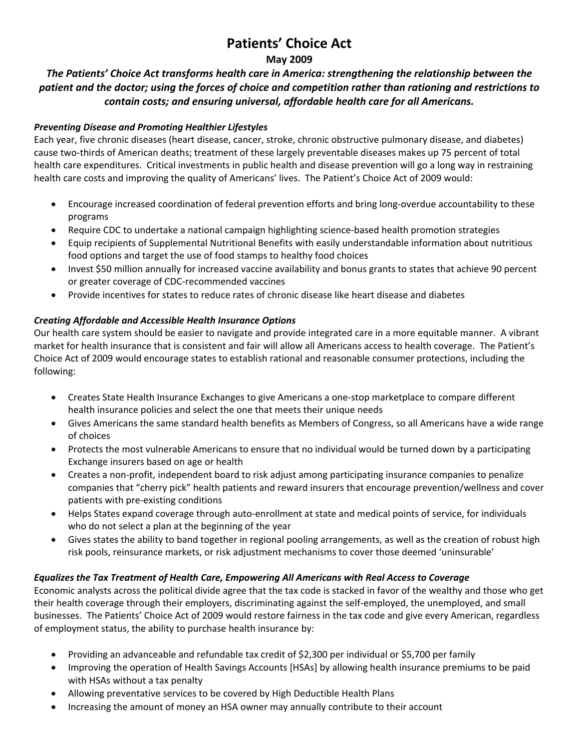# Patients' Choice Act

**May 2009**

***The Patients' Choice Act transforms health care in America: strengthening the relationship between the patient and the doctor; using the forces of choice and competition rather than rationing and restrictions to contain costs; and ensuring universal, affordable health care for all Americans.***

### *Preventing Disease and Promoting Healthier Lifestyles*

Each year, five chronic diseases (heart disease, cancer, stroke, chronic obstructive pulmonary disease, and diabetes) cause two-thirds of American deaths; treatment of these largely preventable diseases makes up 75 percent of total health care expenditures. Critical investments in public health and disease prevention will go a long way in restraining health care costs and improving the quality of Americans' lives. The Patient's Choice Act of 2009 would:

- Encourage increased coordination of federal prevention efforts and bring long-overdue accountability to these programs
- Require CDC to undertake a national campaign highlighting science-based health promotion strategies
- Equip recipients of Supplemental Nutritional Benefits with easily understandable information about nutritious food options and target the use of food stamps to healthy food choices
- Invest $50 million annually for increased vaccine availability and bonus grants to states that achieve 90 percent or greater coverage of CDC-recommended vaccines
- Provide incentives for states to reduce rates of chronic disease like heart disease and diabetes

### *Creating Affordable and Accessible Health Insurance Options*

Our health care system should be easier to navigate and provide integrated care in a more equitable manner. A vibrant market for health insurance that is consistent and fair will allow all Americans access to health coverage. The Patient's Choice Act of 2009 would encourage states to establish rational and reasonable consumer protections, including the following:

- Creates State Health Insurance Exchanges to give Americans a one-stop marketplace to compare different health insurance policies and select the one that meets their unique needs
- Gives Americans the same standard health benefits as Members of Congress, so all Americans have a wide range of choices
- Protects the most vulnerable Americans to ensure that no individual would be turned down by a participating Exchange insurers based on age or health
- Creates a non-profit, independent board to risk adjust among participating insurance companies to penalize companies that "cherry pick" health patients and reward insurers that encourage prevention/wellness and cover patients with pre-existing conditions
- Helps States expand coverage through auto-enrollment at state and medical points of service, for individuals who do not select a plan at the beginning of the year
- Gives states the ability to band together in regional pooling arrangements, as well as the creation of robust high risk pools, reinsurance markets, or risk adjustment mechanisms to cover those deemed 'uninsurable'

### *Equalizes the Tax Treatment of Health Care, Empowering All Americans with Real Access to Coverage*

Economic analysts across the political divide agree that the tax code is stacked in favor of the wealthy and those who get their health coverage through their employers, discriminating against the self-employed, the unemployed, and small businesses. The Patients' Choice Act of 2009 would restore fairness in the tax code and give every American, regardless of employment status, the ability to purchase health insurance by:

- Providing an advanceable and refundable tax credit of $2,300 per individual or $5,700 per family
- Improving the operation of Health Savings Accounts [HSAs] by allowing health insurance premiums to be paid with HSAs without a tax penalty
- Allowing preventative services to be covered by High Deductible Health Plans
- Increasing the amount of money an HSA owner may annually contribute to their account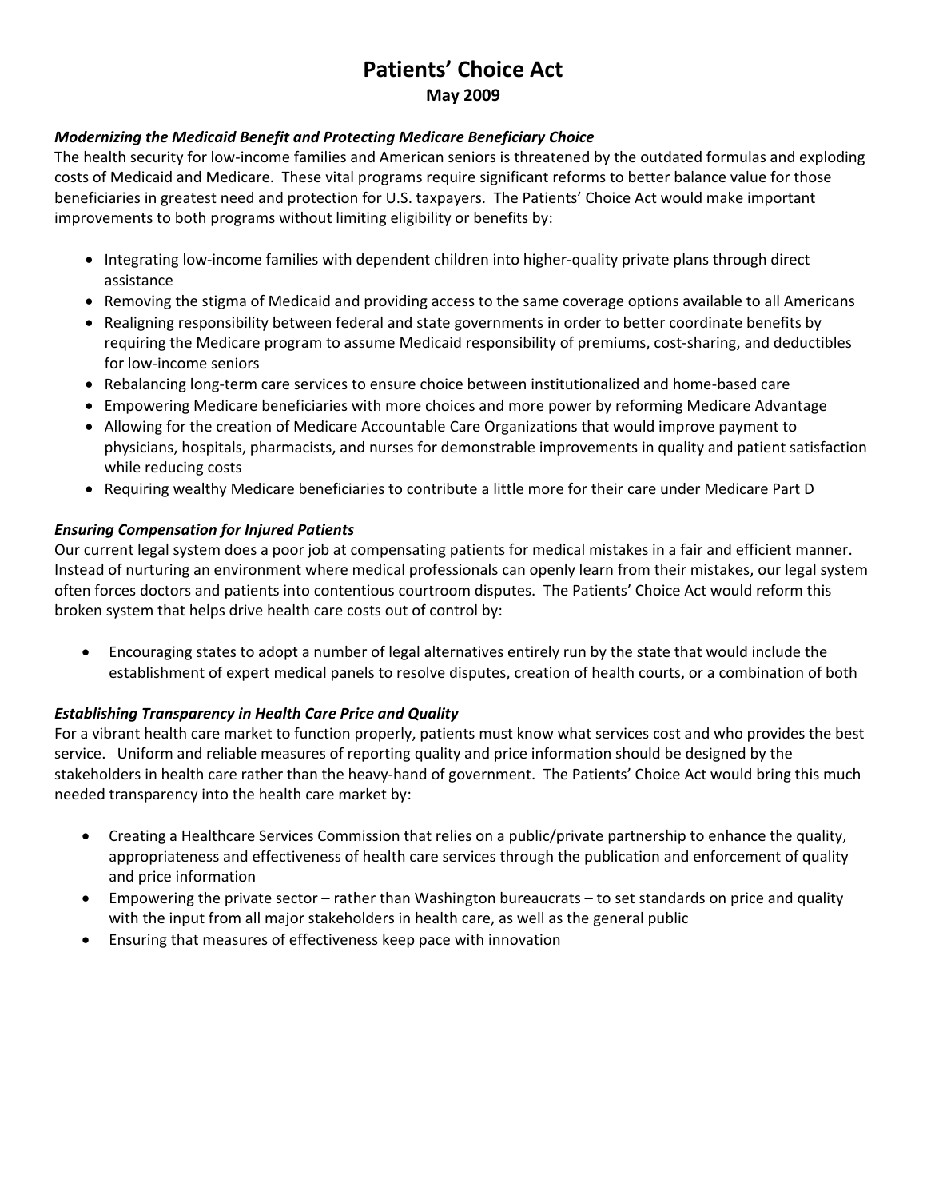# Patients' Choice Act

**May 2009**

***Modernizing the Medicaid Benefit and Protecting Medicare Beneficiary Choice***

The health security for low-income families and American seniors is threatened by the outdated formulas and exploding costs of Medicaid and Medicare. These vital programs require significant reforms to better balance value for those beneficiaries in greatest need and protection for U.S. taxpayers. The Patients' Choice Act would make important improvements to both programs without limiting eligibility or benefits by:

- Integrating low-income families with dependent children into higher-quality private plans through direct assistance
- Removing the stigma of Medicaid and providing access to the same coverage options available to all Americans
- Realigning responsibility between federal and state governments in order to better coordinate benefits by requiring the Medicare program to assume Medicaid responsibility of premiums, cost-sharing, and deductibles for low-income seniors
- Rebalancing long-term care services to ensure choice between institutionalized and home-based care
- Empowering Medicare beneficiaries with more choices and more power by reforming Medicare Advantage
- Allowing for the creation of Medicare Accountable Care Organizations that would improve payment to physicians, hospitals, pharmacists, and nurses for demonstrable improvements in quality and patient satisfaction while reducing costs
- Requiring wealthy Medicare beneficiaries to contribute a little more for their care under Medicare Part D

***Ensuring Compensation for Injured Patients***

Our current legal system does a poor job at compensating patients for medical mistakes in a fair and efficient manner. Instead of nurturing an environment where medical professionals can openly learn from their mistakes, our legal system often forces doctors and patients into contentious courtroom disputes. The Patients' Choice Act would reform this broken system that helps drive health care costs out of control by:

- Encouraging states to adopt a number of legal alternatives entirely run by the state that would include the establishment of expert medical panels to resolve disputes, creation of health courts, or a combination of both

***Establishing Transparency in Health Care Price and Quality***

For a vibrant health care market to function properly, patients must know what services cost and who provides the best service. Uniform and reliable measures of reporting quality and price information should be designed by the stakeholders in health care rather than the heavy-hand of government. The Patients' Choice Act would bring this much needed transparency into the health care market by:

- Creating a Healthcare Services Commission that relies on a public/private partnership to enhance the quality, appropriateness and effectiveness of health care services through the publication and enforcement of quality and price information
- Empowering the private sector – rather than Washington bureaucrats – to set standards on price and quality with the input from all major stakeholders in health care, as well as the general public
- Ensuring that measures of effectiveness keep pace with innovation